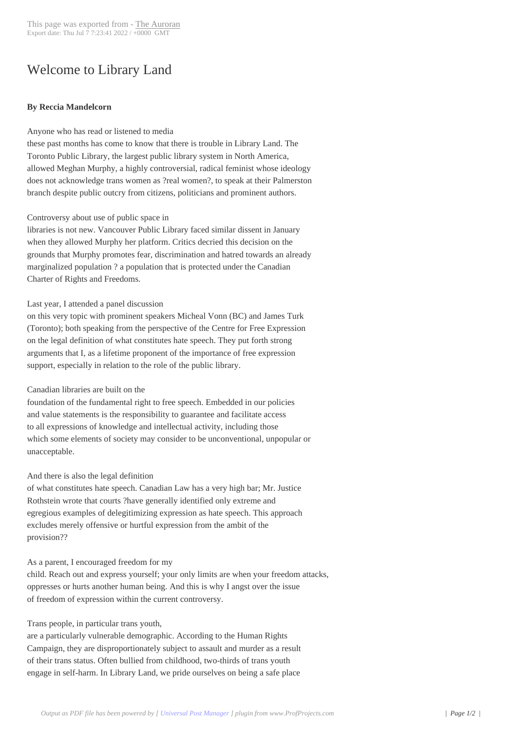# Welcome to Library Land

**By Reccia Mandelcorn**

Anyone who has read or listened to media these past months has come to know that there is trouble in Library Land. The Toronto Public Library, the largest public library system in North America, allowed Meghan Murphy, a highly controversial, radical feminist whose ideology does not acknowledge trans women as ?real women?, to speak at their Palmerston branch despite public outcry from citizens, politicians and prominent authors.

Controversy about use of public space in libraries is not new. Vancouver Public Library faced similar dissent in January when they allowed Murphy her platform. Critics decried this decision on the grounds that Murphy promotes fear, discrimination and hatred towards an already marginalized population ? a population that is protected under the Canadian Charter of Rights and Freedoms.

Last year, I attended a panel discussion on this very topic with prominent speakers Micheal Vonn (BC) and James Turk (Toronto); both speaking from the perspective of the Centre for Free Expression on the legal definition of what constitutes hate speech. They put forth strong arguments that I, as a lifetime proponent of the importance of free expression support, especially in relation to the role of the public library.

Canadian libraries are built on the foundation of the fundamental right to free speech. Embedded in our policies and value statements is the responsibility to guarantee and facilitate access to all expressions of knowledge and intellectual activity, including those which some elements of society may consider to be unconventional, unpopular or unacceptable.

And there is also the legal definition of what constitutes hate speech. Canadian Law has a very high bar; Mr. Justice Rothstein wrote that courts ?have generally identified only extreme and egregious examples of delegitimizing expression as hate speech. This approach excludes merely offensive or hurtful expression from the ambit of the provision??

As a parent, I encouraged freedom for my child. Reach out and express yourself; your only limits are when your freedom attacks, oppresses or hurts another human being. And this is why I angst over the issue of freedom of expression within the current controversy.

Trans people, in particular trans youth, are a particularly vulnerable demographic. According to the Human Rights Campaign, they are disproportionately subject to assault and murder as a result of their trans status. Often bullied from childhood, two-thirds of trans youth engage in self-harm. In Library Land, we pride ourselves on being a safe place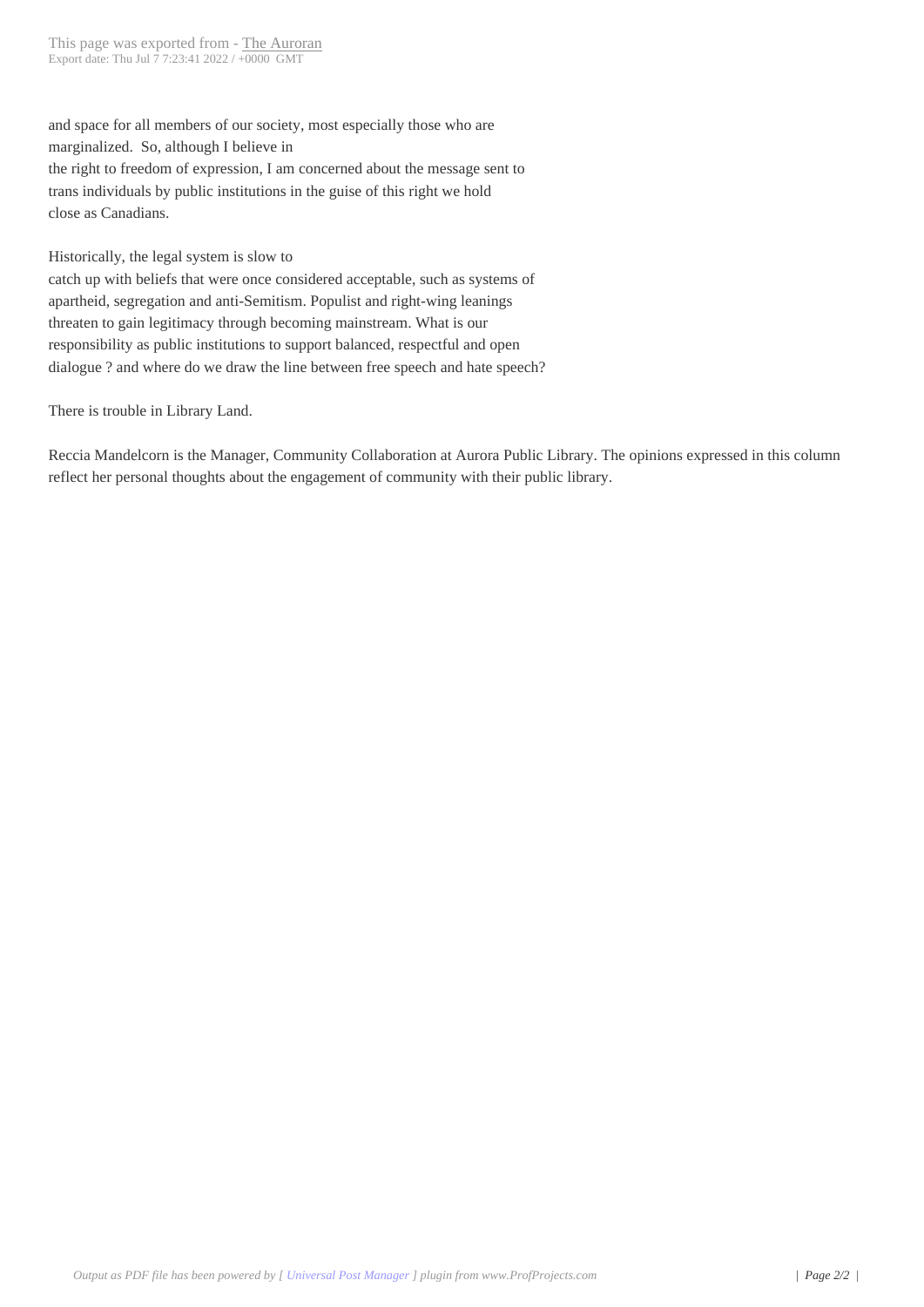and space for all members of our society, most especially those who are marginalized. So, although I believe in the right to freedom of expression, I am concerned about the message sent to trans individuals by public institutions in the guise of this right we hold close as Canadians.

Historically, the legal system is slow to catch up with beliefs that were once considered acceptable, such as systems of apartheid, segregation and anti-Semitism. Populist and right-wing leanings threaten to gain legitimacy through becoming mainstream. What is our responsibility as public institutions to support balanced, respectful and open dialogue ? and where do we draw the line between free speech and hate speech?

There is trouble in Library Land.

Reccia Mandelcorn is the Manager, Community Collaboration at Aurora Public Library. The opinions expressed in this column reflect her personal thoughts about the engagement of community with their public library.